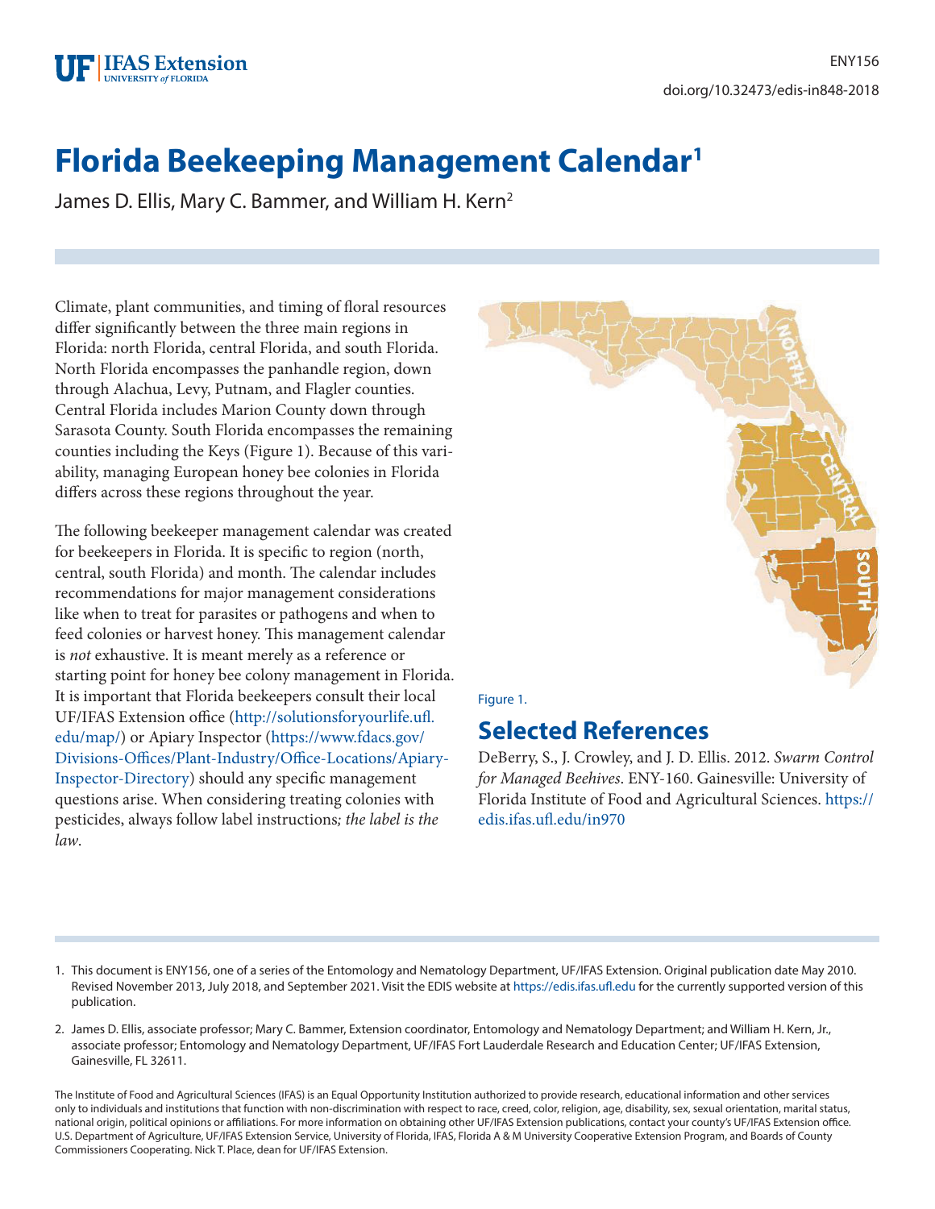# Florida Beekeeping Management Calendar[1]

James D. Ellis, Mary C. Bammer, and William H. Kern[2]

Climate, plant communities, and timing of floral resources differ significantly between the three main regions in Florida: north Florida, central Florida, and south Florida. North Florida encompasses the panhandle region, down through Alachua, Levy, Putnam, and Flagler counties. Central Florida includes Marion County down through Sarasota County. South Florida encompasses the remaining counties including the Keys (Figure 1). Because of this variability, managing European honey bee colonies in Florida differs across these regions throughout the year.

The following beekeeper management calendar was created for beekeepers in Florida. It is specific to region (north, central, south Florida) and month. The calendar includes recommendations for major management considerations like when to treat for parasites or pathogens and when to feed colonies or harvest honey. This management calendar is *not* exhaustive. It is meant merely as a reference or starting point for honey bee colony management in Florida. It is important that Florida beekeepers consult their local UF/IFAS Extension office (http://solutionsforyourlife.ufl.edu/map/) or Apiary Inspector (https://www.fdacs.gov/Divisions-Offices/Plant-Industry/Office-Locations/Apiary-Inspector-Directory) should any specific management questions arise. When considering treating colonies with pesticides, always follow label instructions*; the label is the law*.

Figure 1.

## Selected References

DeBerry, S., J. Crowley, and J. D. Ellis. 2012. *Swarm Control for Managed Beehives*. ENY-160. Gainesville: University of Florida Institute of Food and Agricultural Sciences. https://edis.ifas.ufl.edu/in970

1. This document is ENY156, one of a series of the Entomology and Nematology Department, UF/IFAS Extension. Original publication date May 2010. Revised November 2013, July 2018, and September 2021. Visit the EDIS website at https://edis.ifas.ufl.edu for the currently supported version of this publication.

2. James D. Ellis, associate professor; Mary C. Bammer, Extension coordinator, Entomology and Nematology Department; and William H. Kern, Jr., associate professor; Entomology and Nematology Department, UF/IFAS Fort Lauderdale Research and Education Center; UF/IFAS Extension, Gainesville, FL 32611.

The Institute of Food and Agricultural Sciences (IFAS) is an Equal Opportunity Institution authorized to provide research, educational information and other services only to individuals and institutions that function with non-discrimination with respect to race, creed, color, religion, age, disability, sex, sexual orientation, marital status, national origin, political opinions or affiliations. For more information on obtaining other UF/IFAS Extension publications, contact your county's UF/IFAS Extension office. U.S. Department of Agriculture, UF/IFAS Extension Service, University of Florida, IFAS, Florida A & M University Cooperative Extension Program, and Boards of County Commissioners Cooperating. Nick T. Place, dean for UF/IFAS Extension.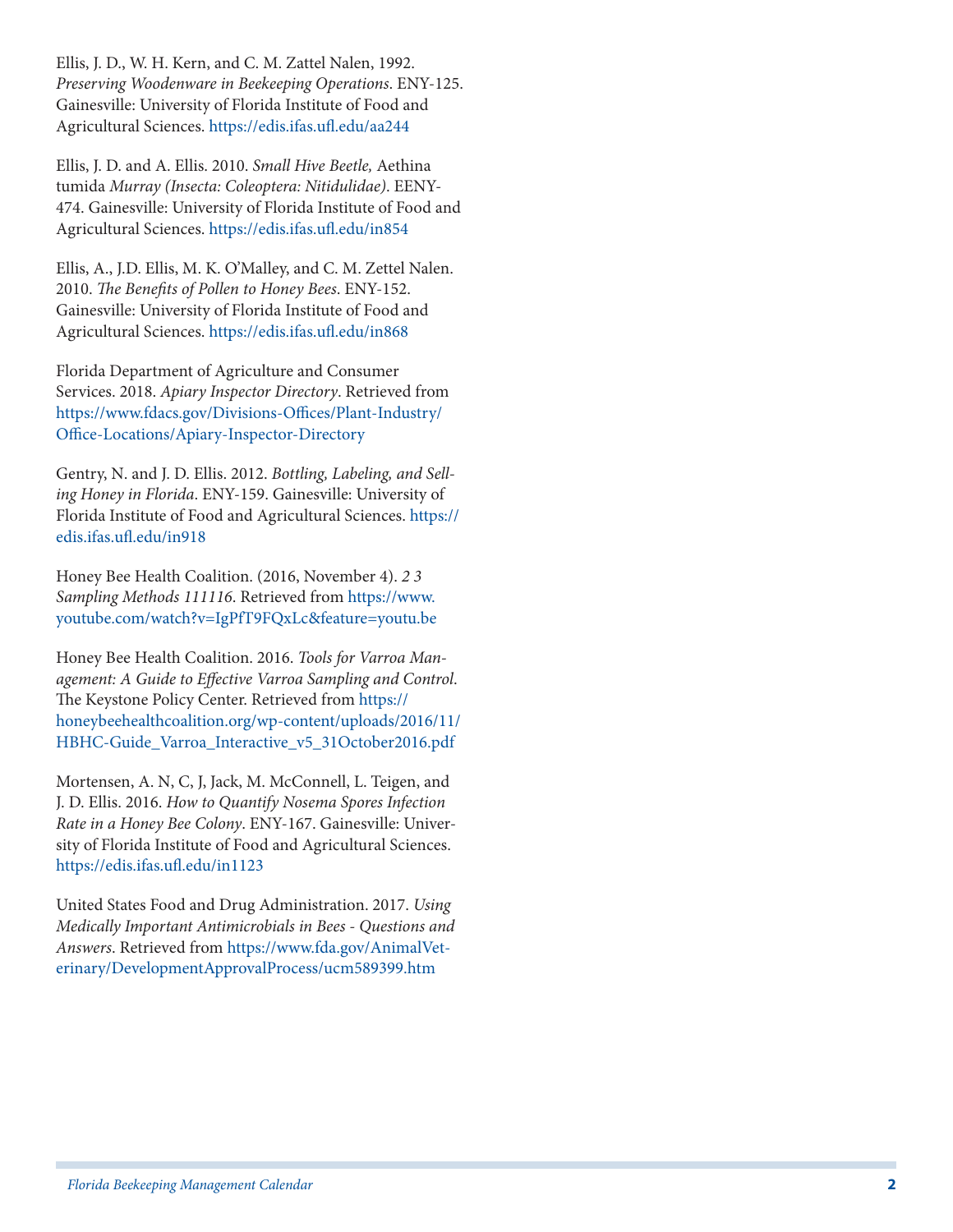Ellis, J. D., W. H. Kern, and C. M. Zattel Nalen, 1992. *Preserving Woodenware in Beekeeping Operations*. ENY-125. Gainesville: University of Florida Institute of Food and Agricultural Sciences. https://edis.ifas.ufl.edu/aa244

Ellis, J. D. and A. Ellis. 2010. *Small Hive Beetle,* Aethina tumida *Murray (Insecta: Coleoptera: Nitidulidae)*. EENY-474. Gainesville: University of Florida Institute of Food and Agricultural Sciences. https://edis.ifas.ufl.edu/in854

Ellis, A., J.D. Ellis, M. K. O'Malley, and C. M. Zettel Nalen. 2010. *The Benefits of Pollen to Honey Bees*. ENY-152. Gainesville: University of Florida Institute of Food and Agricultural Sciences. https://edis.ifas.ufl.edu/in868

Florida Department of Agriculture and Consumer Services. 2018. *Apiary Inspector Directory*. Retrieved from https://www.fdacs.gov/Divisions-Offices/Plant-Industry/Office-Locations/Apiary-Inspector-Directory

Gentry, N. and J. D. Ellis. 2012. *Bottling, Labeling, and Selling Honey in Florida*. ENY-159. Gainesville: University of Florida Institute of Food and Agricultural Sciences. https://edis.ifas.ufl.edu/in918

Honey Bee Health Coalition. (2016, November 4). *2 3 Sampling Methods 111116*. Retrieved from https://www.youtube.com/watch?v=IgPfT9FQxLc&feature=youtu.be

Honey Bee Health Coalition. 2016. *Tools for Varroa Management: A Guide to Effective Varroa Sampling and Control*. The Keystone Policy Center. Retrieved from https://honeybeehealthcoalition.org/wp-content/uploads/2016/11/HBHC-Guide_Varroa_Interactive_v5_31October2016.pdf

Mortensen, A. N, C, J, Jack, M. McConnell, L. Teigen, and J. D. Ellis. 2016. *How to Quantify Nosema Spores Infection Rate in a Honey Bee Colony*. ENY-167. Gainesville: University of Florida Institute of Food and Agricultural Sciences. https://edis.ifas.ufl.edu/in1123

United States Food and Drug Administration. 2017. *Using Medically Important Antimicrobials in Bees - Questions and Answers*. Retrieved from https://www.fda.gov/AnimalVeterinary/DevelopmentApprovalProcess/ucm589399.htm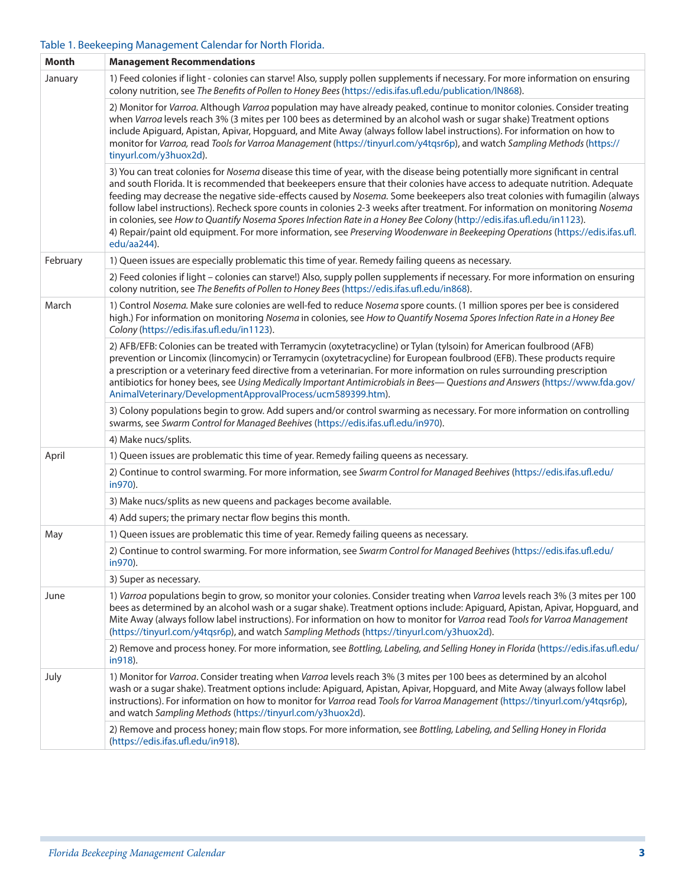Table 1. Beekeeping Management Calendar for North Florida.

| Month | Management Recommendations |
| --- | --- |
| January | 1) Feed colonies if light - colonies can starve! Also, supply pollen supplements if necessary. For more information on ensuring colony nutrition, see *The Benefits of Pollen to Honey Bees* (https://edis.ifas.ufl.edu/publication/IN868). |
| | 2) Monitor for *Varroa*. Although *Varroa* population may have already peaked, continue to monitor colonies. Consider treating when *Varroa* levels reach 3% (3 mites per 100 bees as determined by an alcohol wash or sugar shake) Treatment options include Apiguard, Apistan, Apivar, Hopguard, and Mite Away (always follow label instructions). For information on how to monitor for *Varroa,* read *Tools for Varroa Management* (https://tinyurl.com/y4tqsr6p), and watch *Sampling Methods* (https://tinyurl.com/y3huox2d). |
| | 3) You can treat colonies for *Nosema* disease this time of year, with the disease being potentially more significant in central and south Florida. It is recommended that beekeepers ensure that their colonies have access to adequate nutrition. Adequate feeding may decrease the negative side-effects caused by *Nosema.* Some beekeepers also treat colonies with fumagilin (always follow label instructions). Recheck spore counts in colonies 2-3 weeks after treatment. For information on monitoring *Nosema* in colonies, see *How to Quantify Nosema Spores Infection Rate in a Honey Bee Colony* (http://edis.ifas.ufl.edu/in1123).<br>4) Repair/paint old equipment. For more information, see *Preserving Woodenware in Beekeeping Operations* (https://edis.ifas.ufl.edu/aa244). |
| February | 1) Queen issues are especially problematic this time of year. Remedy failing queens as necessary. |
| | 2) Feed colonies if light – colonies can starve!) Also, supply pollen supplements if necessary. For more information on ensuring colony nutrition, see *The Benefits of Pollen to Honey Bees* (https://edis.ifas.ufl.edu/in868). |
| March | 1) Control *Nosema.* Make sure colonies are well-fed to reduce *Nosema* spore counts. (1 million spores per bee is considered high.) For information on monitoring *Nosema* in colonies, see *How to Quantify Nosema Spores Infection Rate in a Honey Bee Colony* (https://edis.ifas.ufl.edu/in1123). |
| | 2) AFB/EFB: Colonies can be treated with Terramycin (oxytetracycline) or Tylan (tylsoin) for American foulbrood (AFB) prevention or Lincomix (lincomycin) or Terramycin (oxytetracycline) for European foulbrood (EFB). These products require a prescription or a veterinary feed directive from a veterinarian. For more information on rules surrounding prescription antibiotics for honey bees, see *Using Medically Important Antimicrobials in Bees— Questions and Answers* (https://www.fda.gov/AnimalVeterinary/DevelopmentApprovalProcess/ucm589399.htm). |
| | 3) Colony populations begin to grow. Add supers and/or control swarming as necessary. For more information on controlling swarms, see *Swarm Control for Managed Beehives* (https://edis.ifas.ufl.edu/in970). |
| | 4) Make nucs/splits. |
| April | 1) Queen issues are problematic this time of year. Remedy failing queens as necessary. |
| | 2) Continue to control swarming. For more information, see *Swarm Control for Managed Beehives* (https://edis.ifas.ufl.edu/in970). |
| | 3) Make nucs/splits as new queens and packages become available. |
| | 4) Add supers; the primary nectar flow begins this month. |
| May | 1) Queen issues are problematic this time of year. Remedy failing queens as necessary. |
| | 2) Continue to control swarming. For more information, see *Swarm Control for Managed Beehives* (https://edis.ifas.ufl.edu/in970). |
| | 3) Super as necessary. |
| June | 1) *Varroa* populations begin to grow, so monitor your colonies. Consider treating when *Varroa* levels reach 3% (3 mites per 100 bees as determined by an alcohol wash or a sugar shake). Treatment options include: Apiguard, Apistan, Apivar, Hopguard, and Mite Away (always follow label instructions). For information on how to monitor for *Varroa* read *Tools for Varroa Management* (https://tinyurl.com/y4tqsr6p), and watch *Sampling Methods* (https://tinyurl.com/y3huox2d). |
| | 2) Remove and process honey. For more information, see *Bottling, Labeling, and Selling Honey in Florida* (https://edis.ifas.ufl.edu/in918). |
| July | 1) Monitor for *Varroa*. Consider treating when *Varroa* levels reach 3% (3 mites per 100 bees as determined by an alcohol wash or a sugar shake). Treatment options include: Apiguard, Apistan, Apivar, Hopguard, and Mite Away (always follow label instructions). For information on how to monitor for *Varroa* read *Tools for Varroa Management* (https://tinyurl.com/y4tqsr6p), and watch *Sampling Methods* (https://tinyurl.com/y3huox2d). |
| | 2) Remove and process honey; main flow stops. For more information, see *Bottling, Labeling, and Selling Honey in Florida* (https://edis.ifas.ufl.edu/in918). |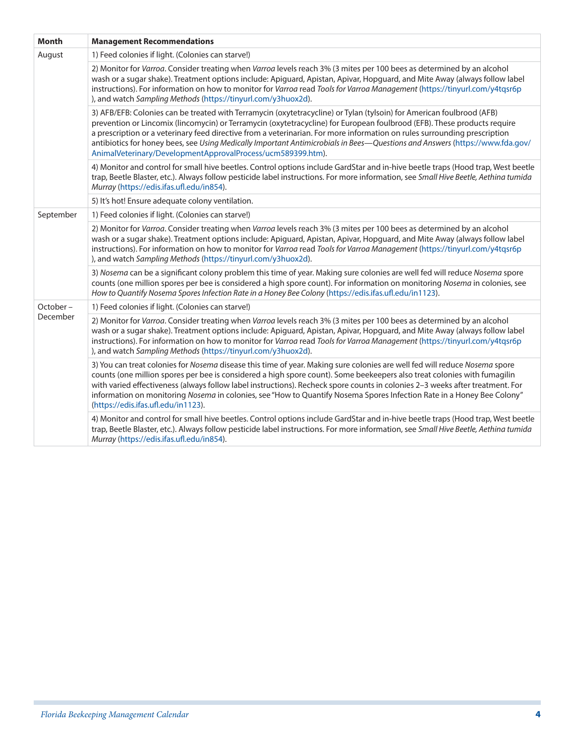| Month | Management Recommendations |
| --- | --- |
| August | 1) Feed colonies if light. (Colonies can starve!) |
| | 2) Monitor for *Varroa*. Consider treating when *Varroa* levels reach 3% (3 mites per 100 bees as determined by an alcohol wash or a sugar shake). Treatment options include: Apiguard, Apistan, Apivar, Hopguard, and Mite Away (always follow label instructions). For information on how to monitor for *Varroa* read *Tools for Varroa Management* (https://tinyurl.com/y4tqsr6p ), and watch *Sampling Methods* (https://tinyurl.com/y3huox2d). |
| | 3) AFB/EFB: Colonies can be treated with Terramycin (oxytetracycline) or Tylan (tylsoin) for American foulbrood (AFB) prevention or Lincomix (lincomycin) or Terramycin (oxytetracycline) for European foulbrood (EFB). These products require a prescription or a veterinary feed directive from a veterinarian. For more information on rules surrounding prescription antibiotics for honey bees, see *Using Medically Important Antimicrobials in Bees—Questions and Answers* (https://www.fda.gov/AnimalVeterinary/DevelopmentApprovalProcess/ucm589399.htm). |
| | 4) Monitor and control for small hive beetles. Control options include GardStar and in-hive beetle traps (Hood trap, West beetle trap, Beetle Blaster, etc.). Always follow pesticide label instructions. For more information, see *Small Hive Beetle, Aethina tumida Murray* (https://edis.ifas.ufl.edu/in854). |
| | 5) It's hot! Ensure adequate colony ventilation. |
| September | 1) Feed colonies if light. (Colonies can starve!) |
| | 2) Monitor for *Varroa*. Consider treating when *Varroa* levels reach 3% (3 mites per 100 bees as determined by an alcohol wash or a sugar shake). Treatment options include: Apiguard, Apistan, Apivar, Hopguard, and Mite Away (always follow label instructions). For information on how to monitor for *Varroa* read *Tools for Varroa Management* (https://tinyurl.com/y4tqsr6p ), and watch *Sampling Methods* (https://tinyurl.com/y3huox2d). |
| | 3) *Nosema* can be a significant colony problem this time of year. Making sure colonies are well fed will reduce *Nosema* spore counts (one million spores per bee is considered a high spore count). For information on monitoring *Nosema* in colonies, see *How to Quantify Nosema Spores Infection Rate in a Honey Bee Colony* (https://edis.ifas.ufl.edu/in1123). |
| October – December | 1) Feed colonies if light. (Colonies can starve!) |
| | 2) Monitor for *Varroa*. Consider treating when *Varroa* levels reach 3% (3 mites per 100 bees as determined by an alcohol wash or a sugar shake). Treatment options include: Apiguard, Apistan, Apivar, Hopguard, and Mite Away (always follow label instructions). For information on how to monitor for *Varroa* read *Tools for Varroa Management* (https://tinyurl.com/y4tqsr6p ), and watch *Sampling Methods* (https://tinyurl.com/y3huox2d). |
| | 3) You can treat colonies for *Nosema* disease this time of year. Making sure colonies are well fed will reduce *Nosema* spore counts (one million spores per bee is considered a high spore count). Some beekeepers also treat colonies with fumagilin with varied effectiveness (always follow label instructions). Recheck spore counts in colonies 2–3 weeks after treatment. For information on monitoring *Nosema* in colonies, see "How to Quantify Nosema Spores Infection Rate in a Honey Bee Colony" (https://edis.ifas.ufl.edu/in1123). |
| | 4) Monitor and control for small hive beetles. Control options include GardStar and in-hive beetle traps (Hood trap, West beetle trap, Beetle Blaster, etc.). Always follow pesticide label instructions. For more information, see *Small Hive Beetle, Aethina tumida Murray* (https://edis.ifas.ufl.edu/in854). |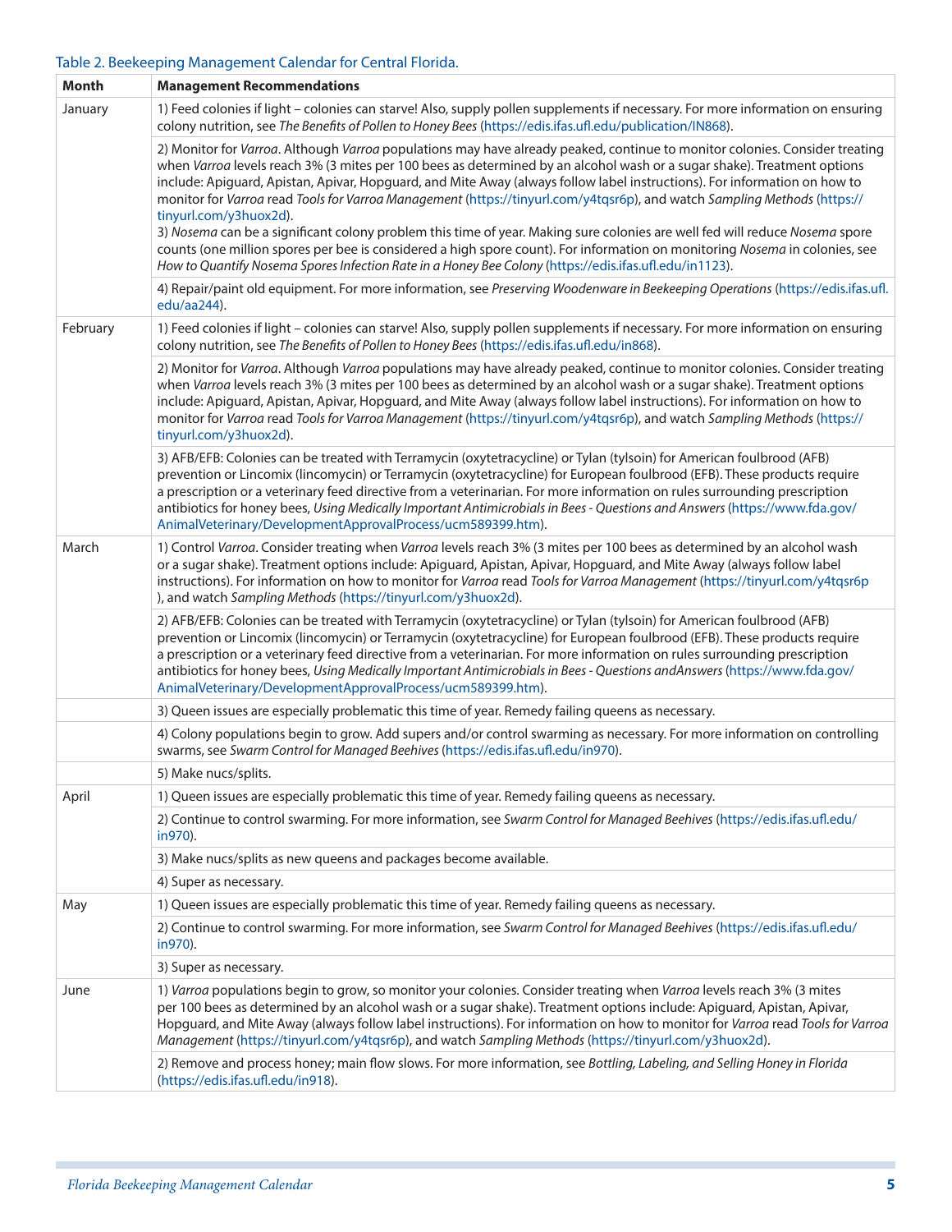Table 2. Beekeeping Management Calendar for Central Florida.

| Month | Management Recommendations |
|---|---|
| January | 1) Feed colonies if light – colonies can starve! Also, supply pollen supplements if necessary. For more information on ensuring colony nutrition, see *The Benefits of Pollen to Honey Bees* (https://edis.ifas.ufl.edu/publication/IN868). |
| | 2) Monitor for *Varroa*. Although *Varroa* populations may have already peaked, continue to monitor colonies. Consider treating when *Varroa* levels reach 3% (3 mites per 100 bees as determined by an alcohol wash or a sugar shake). Treatment options include: Apiguard, Apistan, Apivar, Hopguard, and Mite Away (always follow label instructions). For information on how to monitor for *Varroa* read *Tools for Varroa Management* (https://tinyurl.com/y4tqsr6p), and watch *Sampling Methods* (https://tinyurl.com/y3huox2d).<br>3) *Nosema* can be a significant colony problem this time of year. Making sure colonies are well fed will reduce *Nosema* spore counts (one million spores per bee is considered a high spore count). For information on monitoring *Nosema* in colonies, see *How to Quantify Nosema Spores Infection Rate in a Honey Bee Colony* (https://edis.ifas.ufl.edu/in1123). |
| | 4) Repair/paint old equipment. For more information, see *Preserving Woodenware in Beekeeping Operations* (https://edis.ifas.ufl.edu/aa244). |
| February | 1) Feed colonies if light – colonies can starve! Also, supply pollen supplements if necessary. For more information on ensuring colony nutrition, see *The Benefits of Pollen to Honey Bees* (https://edis.ifas.ufl.edu/in868). |
| | 2) Monitor for *Varroa*. Although *Varroa* populations may have already peaked, continue to monitor colonies. Consider treating when *Varroa* levels reach 3% (3 mites per 100 bees as determined by an alcohol wash or a sugar shake). Treatment options include: Apiguard, Apistan, Apivar, Hopguard, and Mite Away (always follow label instructions). For information on how to monitor for *Varroa* read *Tools for Varroa Management* (https://tinyurl.com/y4tqsr6p), and watch *Sampling Methods* (https://tinyurl.com/y3huox2d). |
| | 3) AFB/EFB: Colonies can be treated with Terramycin (oxytetracycline) or Tylan (tylsoin) for American foulbrood (AFB) prevention or Lincomix (lincomycin) or Terramycin (oxytetracycline) for European foulbrood (EFB). These products require a prescription or a veterinary feed directive from a veterinarian. For more information on rules surrounding prescription antibiotics for honey bees, *Using Medically Important Antimicrobials in Bees - Questions and Answers* (https://www.fda.gov/AnimalVeterinary/DevelopmentApprovalProcess/ucm589399.htm). |
| March | 1) Control *Varroa*. Consider treating when *Varroa* levels reach 3% (3 mites per 100 bees as determined by an alcohol wash or a sugar shake). Treatment options include: Apiguard, Apistan, Apivar, Hopguard, and Mite Away (always follow label instructions). For information on how to monitor for *Varroa* read *Tools for Varroa Management* (https://tinyurl.com/y4tqsr6p), and watch *Sampling Methods* (https://tinyurl.com/y3huox2d). |
| | 2) AFB/EFB: Colonies can be treated with Terramycin (oxytetracycline) or Tylan (tylsoin) for American foulbrood (AFB) prevention or Lincomix (lincomycin) or Terramycin (oxytetracycline) for European foulbrood (EFB). These products require a prescription or a veterinary feed directive from a veterinarian. For more information on rules surrounding prescription antibiotics for honey bees, *Using Medically Important Antimicrobials in Bees - Questions andAnswers* (https://www.fda.gov/AnimalVeterinary/DevelopmentApprovalProcess/ucm589399.htm). |
| | 3) Queen issues are especially problematic this time of year. Remedy failing queens as necessary. |
| | 4) Colony populations begin to grow. Add supers and/or control swarming as necessary. For more information on controlling swarms, see *Swarm Control for Managed Beehives* (https://edis.ifas.ufl.edu/in970). |
| | 5) Make nucs/splits. |
| April | 1) Queen issues are especially problematic this time of year. Remedy failing queens as necessary. |
| | 2) Continue to control swarming. For more information, see *Swarm Control for Managed Beehives* (https://edis.ifas.ufl.edu/in970). |
| | 3) Make nucs/splits as new queens and packages become available. |
| | 4) Super as necessary. |
| May | 1) Queen issues are especially problematic this time of year. Remedy failing queens as necessary. |
| | 2) Continue to control swarming. For more information, see *Swarm Control for Managed Beehives* (https://edis.ifas.ufl.edu/in970). |
| | 3) Super as necessary. |
| June | 1) *Varroa* populations begin to grow, so monitor your colonies. Consider treating when *Varroa* levels reach 3% (3 mites per 100 bees as determined by an alcohol wash or a sugar shake). Treatment options include: Apiguard, Apistan, Apivar, Hopguard, and Mite Away (always follow label instructions). For information on how to monitor for *Varroa* read *Tools for Varroa Management* (https://tinyurl.com/y4tqsr6p), and watch *Sampling Methods* (https://tinyurl.com/y3huox2d). |
| | 2) Remove and process honey; main flow slows. For more information, see *Bottling, Labeling, and Selling Honey in Florida* (https://edis.ifas.ufl.edu/in918). |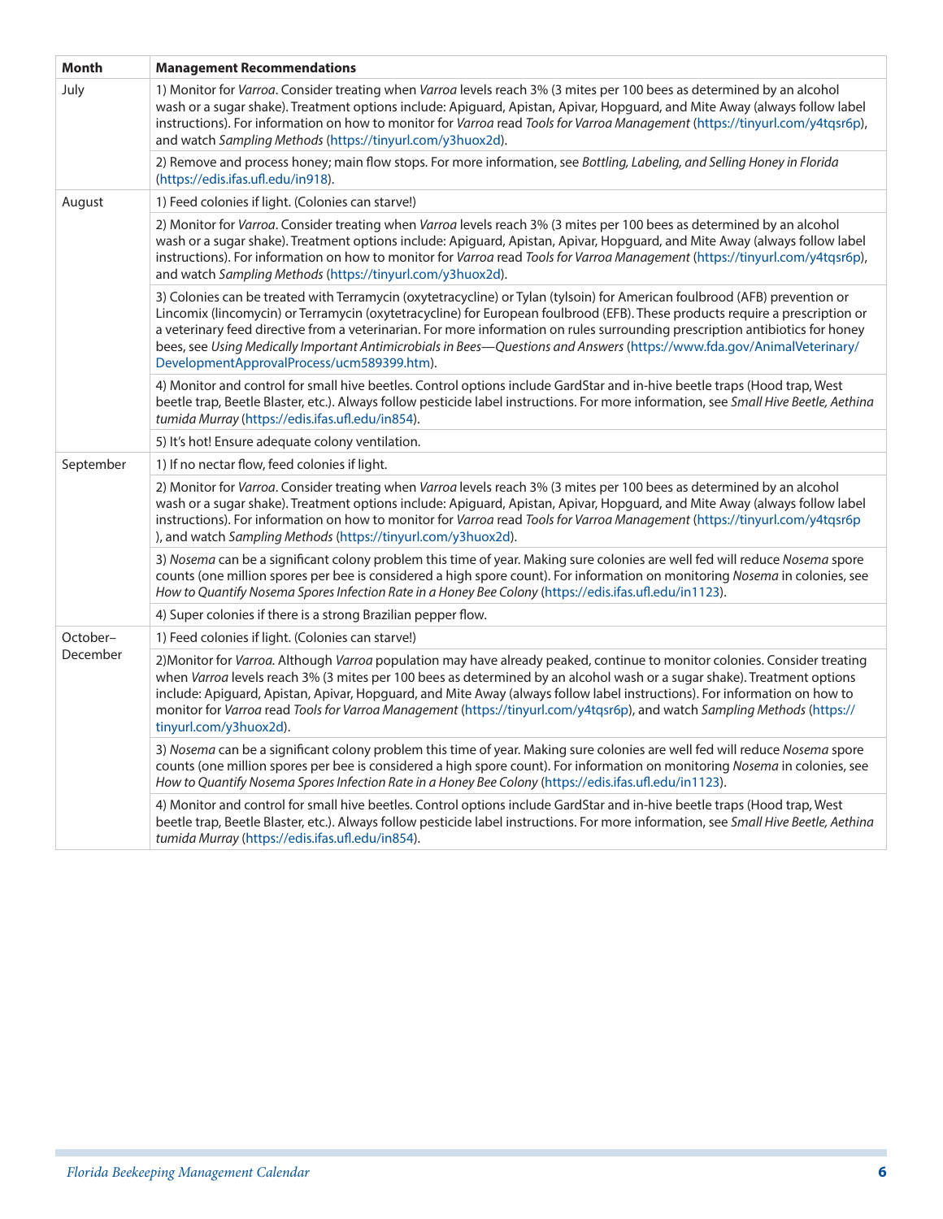| Month | Management Recommendations |
| --- | --- |
| July | 1) Monitor for *Varroa*. Consider treating when *Varroa* levels reach 3% (3 mites per 100 bees as determined by an alcohol wash or a sugar shake). Treatment options include: Apiguard, Apistan, Apivar, Hopguard, and Mite Away (always follow label instructions). For information on how to monitor for *Varroa* read *Tools for Varroa Management* (https://tinyurl.com/y4tqsr6p), and watch *Sampling Methods* (https://tinyurl.com/y3huox2d). |
| | 2) Remove and process honey; main flow stops. For more information, see *Bottling, Labeling, and Selling Honey in Florida* (https://edis.ifas.ufl.edu/in918). |
| August | 1) Feed colonies if light. (Colonies can starve!) |
| | 2) Monitor for *Varroa*. Consider treating when *Varroa* levels reach 3% (3 mites per 100 bees as determined by an alcohol wash or a sugar shake). Treatment options include: Apiguard, Apistan, Apivar, Hopguard, and Mite Away (always follow label instructions). For information on how to monitor for *Varroa* read *Tools for Varroa Management* (https://tinyurl.com/y4tqsr6p), and watch *Sampling Methods* (https://tinyurl.com/y3huox2d). |
| | 3) Colonies can be treated with Terramycin (oxytetracycline) or Tylan (tylsoin) for American foulbrood (AFB) prevention or Lincomix (lincomycin) or Terramycin (oxytetracycline) for European foulbrood (EFB). These products require a prescription or a veterinary feed directive from a veterinarian. For more information on rules surrounding prescription antibiotics for honey bees, see *Using Medically Important Antimicrobials in Bees—Questions and Answers* (https://www.fda.gov/AnimalVeterinary/DevelopmentApprovalProcess/ucm589399.htm). |
| | 4) Monitor and control for small hive beetles. Control options include GardStar and in-hive beetle traps (Hood trap, West beetle trap, Beetle Blaster, etc.). Always follow pesticide label instructions. For more information, see *Small Hive Beetle, Aethina tumida Murray* (https://edis.ifas.ufl.edu/in854). |
| | 5) It's hot! Ensure adequate colony ventilation. |
| September | 1) If no nectar flow, feed colonies if light. |
| | 2) Monitor for *Varroa*. Consider treating when *Varroa* levels reach 3% (3 mites per 100 bees as determined by an alcohol wash or a sugar shake). Treatment options include: Apiguard, Apistan, Apivar, Hopguard, and Mite Away (always follow label instructions). For information on how to monitor for *Varroa* read *Tools for Varroa Management* (https://tinyurl.com/y4tqsr6p), and watch *Sampling Methods* (https://tinyurl.com/y3huox2d). |
| | 3) *Nosema* can be a significant colony problem this time of year. Making sure colonies are well fed will reduce *Nosema* spore counts (one million spores per bee is considered a high spore count). For information on monitoring *Nosema* in colonies, see *How to Quantify Nosema Spores Infection Rate in a Honey Bee Colony* (https://edis.ifas.ufl.edu/in1123). |
| | 4) Super colonies if there is a strong Brazilian pepper flow. |
| October–December | 1) Feed colonies if light. (Colonies can starve!) |
| | 2)Monitor for *Varroa*. Although *Varroa* population may have already peaked, continue to monitor colonies. Consider treating when *Varroa* levels reach 3% (3 mites per 100 bees as determined by an alcohol wash or a sugar shake). Treatment options include: Apiguard, Apistan, Apivar, Hopguard, and Mite Away (always follow label instructions). For information on how to monitor for *Varroa* read *Tools for Varroa Management* (https://tinyurl.com/y4tqsr6p), and watch *Sampling Methods* (https://tinyurl.com/y3huox2d). |
| | 3) *Nosema* can be a significant colony problem this time of year. Making sure colonies are well fed will reduce *Nosema* spore counts (one million spores per bee is considered a high spore count). For information on monitoring *Nosema* in colonies, see *How to Quantify Nosema Spores Infection Rate in a Honey Bee Colony* (https://edis.ifas.ufl.edu/in1123). |
| | 4) Monitor and control for small hive beetles. Control options include GardStar and in-hive beetle traps (Hood trap, West beetle trap, Beetle Blaster, etc.). Always follow pesticide label instructions. For more information, see *Small Hive Beetle, Aethina tumida Murray* (https://edis.ifas.ufl.edu/in854). |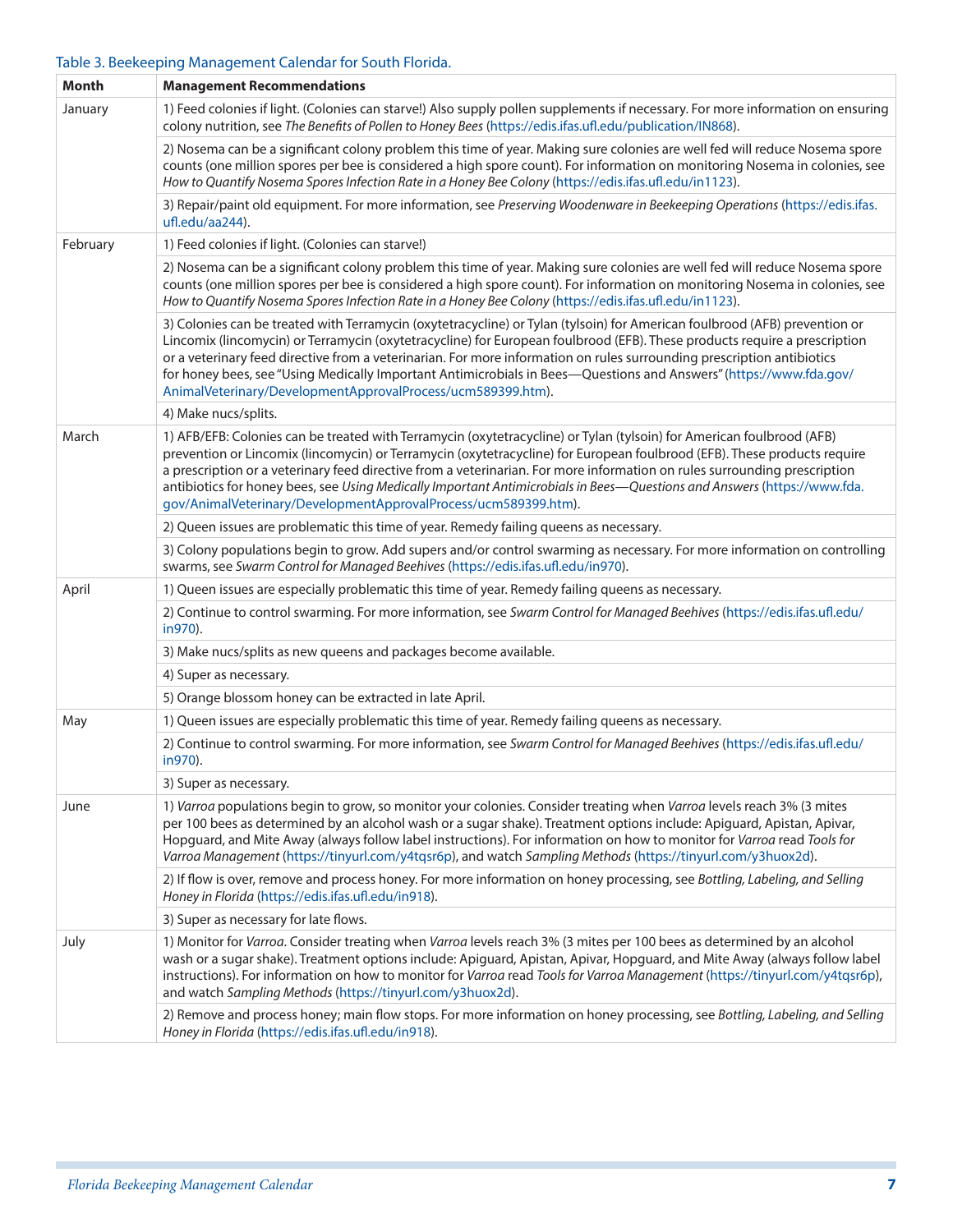Table 3. Beekeeping Management Calendar for South Florida.

| Month | Management Recommendations |
| --- | --- |
| January | 1) Feed colonies if light. (Colonies can starve!) Also supply pollen supplements if necessary. For more information on ensuring colony nutrition, see *The Benefits of Pollen to Honey Bees* (https://edis.ifas.ufl.edu/publication/IN868). |
| | 2) Nosema can be a significant colony problem this time of year. Making sure colonies are well fed will reduce Nosema spore counts (one million spores per bee is considered a high spore count). For information on monitoring Nosema in colonies, see *How to Quantify Nosema Spores Infection Rate in a Honey Bee Colony* (https://edis.ifas.ufl.edu/in1123). |
| | 3) Repair/paint old equipment. For more information, see *Preserving Woodenware in Beekeeping Operations* (https://edis.ifas.ufl.edu/aa244). |
| February | 1) Feed colonies if light. (Colonies can starve!) |
| | 2) Nosema can be a significant colony problem this time of year. Making sure colonies are well fed will reduce Nosema spore counts (one million spores per bee is considered a high spore count). For information on monitoring Nosema in colonies, see *How to Quantify Nosema Spores Infection Rate in a Honey Bee Colony* (https://edis.ifas.ufl.edu/in1123). |
| | 3) Colonies can be treated with Terramycin (oxytetracycline) or Tylan (tylsoin) for American foulbrood (AFB) prevention or Lincomix (lincomycin) or Terramycin (oxytetracycline) for European foulbrood (EFB). These products require a prescription or a veterinary feed directive from a veterinarian. For more information on rules surrounding prescription antibiotics for honey bees, see "Using Medically Important Antimicrobials in Bees—Questions and Answers" (https://www.fda.gov/AnimalVeterinary/DevelopmentApprovalProcess/ucm589399.htm). |
| | 4) Make nucs/splits. |
| March | 1) AFB/EFB: Colonies can be treated with Terramycin (oxytetracycline) or Tylan (tylsoin) for American foulbrood (AFB) prevention or Lincomix (lincomycin) or Terramycin (oxytetracycline) for European foulbrood (EFB). These products require a prescription or a veterinary feed directive from a veterinarian. For more information on rules surrounding prescription antibiotics for honey bees, see *Using Medically Important Antimicrobials in Bees—Questions and Answers* (https://www.fda.gov/AnimalVeterinary/DevelopmentApprovalProcess/ucm589399.htm). |
| | 2) Queen issues are problematic this time of year. Remedy failing queens as necessary. |
| | 3) Colony populations begin to grow. Add supers and/or control swarming as necessary. For more information on controlling swarms, see *Swarm Control for Managed Beehives* (https://edis.ifas.ufl.edu/in970). |
| April | 1) Queen issues are especially problematic this time of year. Remedy failing queens as necessary. |
| | 2) Continue to control swarming. For more information, see *Swarm Control for Managed Beehives* (https://edis.ifas.ufl.edu/in970). |
| | 3) Make nucs/splits as new queens and packages become available. |
| | 4) Super as necessary. |
| | 5) Orange blossom honey can be extracted in late April. |
| May | 1) Queen issues are especially problematic this time of year. Remedy failing queens as necessary. |
| | 2) Continue to control swarming. For more information, see *Swarm Control for Managed Beehives* (https://edis.ifas.ufl.edu/in970). |
| | 3) Super as necessary. |
| June | 1) *Varroa* populations begin to grow, so monitor your colonies. Consider treating when *Varroa* levels reach 3% (3 mites per 100 bees as determined by an alcohol wash or a sugar shake). Treatment options include: Apiguard, Apistan, Apivar, Hopguard, and Mite Away (always follow label instructions). For information on how to monitor for *Varroa* read *Tools for Varroa Management* (https://tinyurl.com/y4tqsr6p), and watch *Sampling Methods* (https://tinyurl.com/y3huox2d). |
| | 2) If flow is over, remove and process honey. For more information on honey processing, see *Bottling, Labeling, and Selling Honey in Florida* (https://edis.ifas.ufl.edu/in918). |
| | 3) Super as necessary for late flows. |
| July | 1) Monitor for *Varroa*. Consider treating when *Varroa* levels reach 3% (3 mites per 100 bees as determined by an alcohol wash or a sugar shake). Treatment options include: Apiguard, Apistan, Apivar, Hopguard, and Mite Away (always follow label instructions). For information on how to monitor for *Varroa* read *Tools for Varroa Management* (https://tinyurl.com/y4tqsr6p), and watch *Sampling Methods* (https://tinyurl.com/y3huox2d). |
| | 2) Remove and process honey; main flow stops. For more information on honey processing, see *Bottling, Labeling, and Selling Honey in Florida* (https://edis.ifas.ufl.edu/in918). |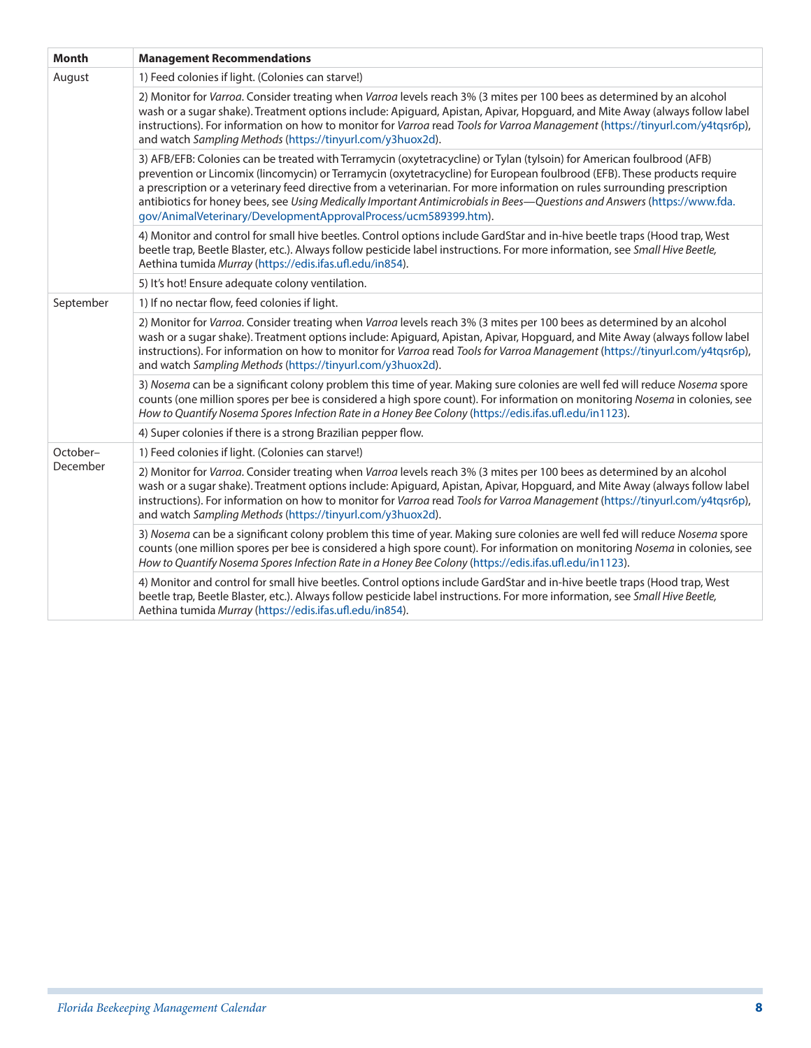| Month | Management Recommendations |
|---|---|
| August | 1) Feed colonies if light. (Colonies can starve!) |
| | 2) Monitor for *Varroa*. Consider treating when *Varroa* levels reach 3% (3 mites per 100 bees as determined by an alcohol wash or a sugar shake). Treatment options include: Apiguard, Apistan, Apivar, Hopguard, and Mite Away (always follow label instructions). For information on how to monitor for *Varroa* read *Tools for Varroa Management* (https://tinyurl.com/y4tqsr6p), and watch *Sampling Methods* (https://tinyurl.com/y3huox2d). |
| | 3) AFB/EFB: Colonies can be treated with Terramycin (oxytetracycline) or Tylan (tylsoin) for American foulbrood (AFB) prevention or Lincomix (lincomycin) or Terramycin (oxytetracycline) for European foulbrood (EFB). These products require a prescription or a veterinary feed directive from a veterinarian. For more information on rules surrounding prescription antibiotics for honey bees, see *Using Medically Important Antimicrobials in Bees—Questions and Answers* (https://www.fda.gov/AnimalVeterinary/DevelopmentApprovalProcess/ucm589399.htm). |
| | 4) Monitor and control for small hive beetles. Control options include GardStar and in-hive beetle traps (Hood trap, West beetle trap, Beetle Blaster, etc.). Always follow pesticide label instructions. For more information, see *Small Hive Beetle,* Aethina tumida *Murray* (https://edis.ifas.ufl.edu/in854). |
| | 5) It's hot! Ensure adequate colony ventilation. |
| September | 1) If no nectar flow, feed colonies if light. |
| | 2) Monitor for *Varroa*. Consider treating when *Varroa* levels reach 3% (3 mites per 100 bees as determined by an alcohol wash or a sugar shake). Treatment options include: Apiguard, Apistan, Apivar, Hopguard, and Mite Away (always follow label instructions). For information on how to monitor for *Varroa* read *Tools for Varroa Management* (https://tinyurl.com/y4tqsr6p), and watch *Sampling Methods* (https://tinyurl.com/y3huox2d). |
| | 3) *Nosema* can be a significant colony problem this time of year. Making sure colonies are well fed will reduce *Nosema* spore counts (one million spores per bee is considered a high spore count). For information on monitoring *Nosema* in colonies, see *How to Quantify Nosema Spores Infection Rate in a Honey Bee Colony* (https://edis.ifas.ufl.edu/in1123). |
| | 4) Super colonies if there is a strong Brazilian pepper flow. |
| October–December | 1) Feed colonies if light. (Colonies can starve!) |
| | 2) Monitor for *Varroa*. Consider treating when *Varroa* levels reach 3% (3 mites per 100 bees as determined by an alcohol wash or a sugar shake). Treatment options include: Apiguard, Apistan, Apivar, Hopguard, and Mite Away (always follow label instructions). For information on how to monitor for *Varroa* read *Tools for Varroa Management* (https://tinyurl.com/y4tqsr6p), and watch *Sampling Methods* (https://tinyurl.com/y3huox2d). |
| | 3) *Nosema* can be a significant colony problem this time of year. Making sure colonies are well fed will reduce *Nosema* spore counts (one million spores per bee is considered a high spore count). For information on monitoring *Nosema* in colonies, see *How to Quantify Nosema Spores Infection Rate in a Honey Bee Colony* (https://edis.ifas.ufl.edu/in1123). |
| | 4) Monitor and control for small hive beetles. Control options include GardStar and in-hive beetle traps (Hood trap, West beetle trap, Beetle Blaster, etc.). Always follow pesticide label instructions. For more information, see *Small Hive Beetle,* Aethina tumida *Murray* (https://edis.ifas.ufl.edu/in854). |